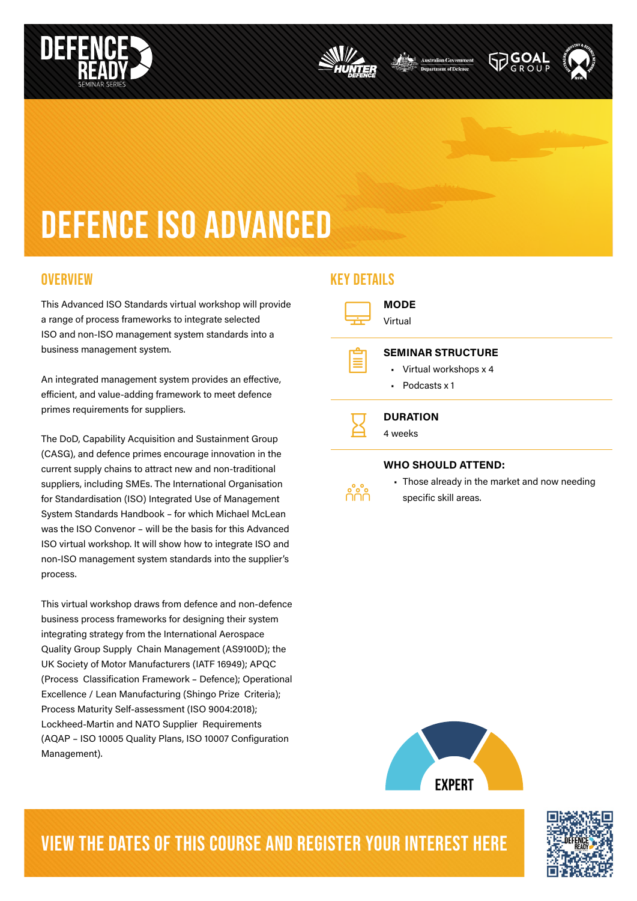DEFENCE READY
SEMINAR SERIES

# DEFENCE ISO ADVANCED

## OVERVIEW

This Advanced ISO Standards virtual workshop will provide a range of process frameworks to integrate selected ISO and non-ISO management system standards into a business management system.

An integrated management system provides an effective, efficient, and value-adding framework to meet defence primes requirements for suppliers.

The DoD, Capability Acquisition and Sustainment Group (CASG), and defence primes encourage innovation in the current supply chains to attract new and non-traditional suppliers, including SMEs. The International Organisation for Standardisation (ISO) Integrated Use of Management System Standards Handbook – for which Michael McLean was the ISO Convenor – will be the basis for this Advanced ISO virtual workshop. It will show how to integrate ISO and non-ISO management system standards into the supplier's process.

This virtual workshop draws from defence and non-defence business process frameworks for designing their system integrating strategy from the International Aerospace Quality Group Supply Chain Management (AS9100D); the UK Society of Motor Manufacturers (IATF 16949); APQC (Process Classification Framework – Defence); Operational Excellence / Lean Manufacturing (Shingo Prize Criteria); Process Maturity Self-assessment (ISO 9004:2018); Lockheed-Martin and NATO Supplier Requirements (AQAP – ISO 10005 Quality Plans, ISO 10007 Configuration Management).

## KEY DETAILS

**MODE**

Virtual

**SEMINAR STRUCTURE**

- Virtual workshops x 4
- Podcasts x 1

**DURATION**

4 weeks

**WHO SHOULD ATTEND:**

- Those already in the market and now needing specific skill areas.

EXPERT

## VIEW THE DATES OF THIS COURSE AND REGISTER YOUR INTEREST HERE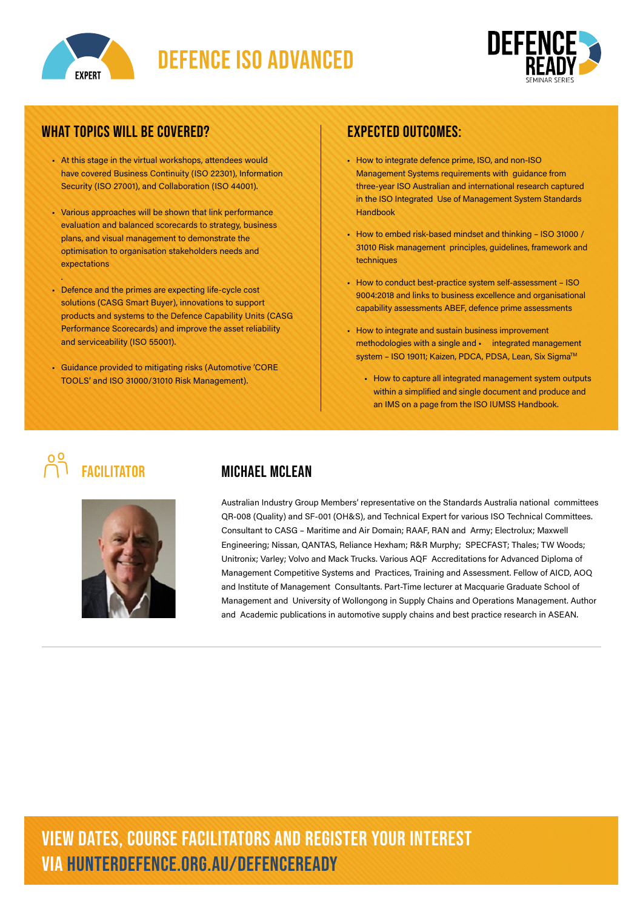EXPERT

# DEFENCE ISO ADVANCED

DEFENCE READY SEMINAR SERIES

## WHAT TOPICS WILL BE COVERED?

- At this stage in the virtual workshops, attendees would have covered Business Continuity (ISO 22301), Information Security (ISO 27001), and Collaboration (ISO 44001).
- Various approaches will be shown that link performance evaluation and balanced scorecards to strategy, business plans, and visual management to demonstrate the optimisation to organisation stakeholders needs and expectations
- Defence and the primes are expecting life-cycle cost solutions (CASG Smart Buyer), innovations to support products and systems to the Defence Capability Units (CASG Performance Scorecards) and improve the asset reliability and serviceability (ISO 55001).
- Guidance provided to mitigating risks (Automotive 'CORE TOOLS' and ISO 31000/31010 Risk Management).

## EXPECTED OUTCOMES:

- How to integrate defence prime, ISO, and non-ISO Management Systems requirements with guidance from three-year ISO Australian and international research captured in the ISO Integrated Use of Management System Standards Handbook
- How to embed risk-based mindset and thinking – ISO 31000 / 31010 Risk management principles, guidelines, framework and techniques
- How to conduct best-practice system self-assessment – ISO 9004:2018 and links to business excellence and organisational capability assessments ABEF, defence prime assessments
- How to integrate and sustain business improvement methodologies with a single and • integrated management system – ISO 19011; Kaizen, PDCA, PDSA, Lean, Six Sigma™
- How to capture all integrated management system outputs within a simplified and single document and produce and an IMS on a page from the ISO IUMSS Handbook.

## FACILITATOR

### MICHAEL MCLEAN

Australian Industry Group Members' representative on the Standards Australia national committees QR-008 (Quality) and SF-001 (OH&S), and Technical Expert for various ISO Technical Committees. Consultant to CASG – Maritime and Air Domain; RAAF, RAN and Army; Electrolux; Maxwell Engineering; Nissan, QANTAS, Reliance Hexham; R&R Murphy; SPECFAST; Thales; TW Woods; Unitronix; Varley; Volvo and Mack Trucks. Various AQF Accreditations for Advanced Diploma of Management Competitive Systems and Practices, Training and Assessment. Fellow of AICD, AOQ and Institute of Management Consultants. Part-Time lecturer at Macquarie Graduate School of Management and University of Wollongong in Supply Chains and Operations Management. Author and Academic publications in automotive supply chains and best practice research in ASEAN.

## VIEW DATES, COURSE FACILITATORS AND REGISTER YOUR INTEREST VIA HUNTERDEFENCE.ORG.AU/DEFENCEREADY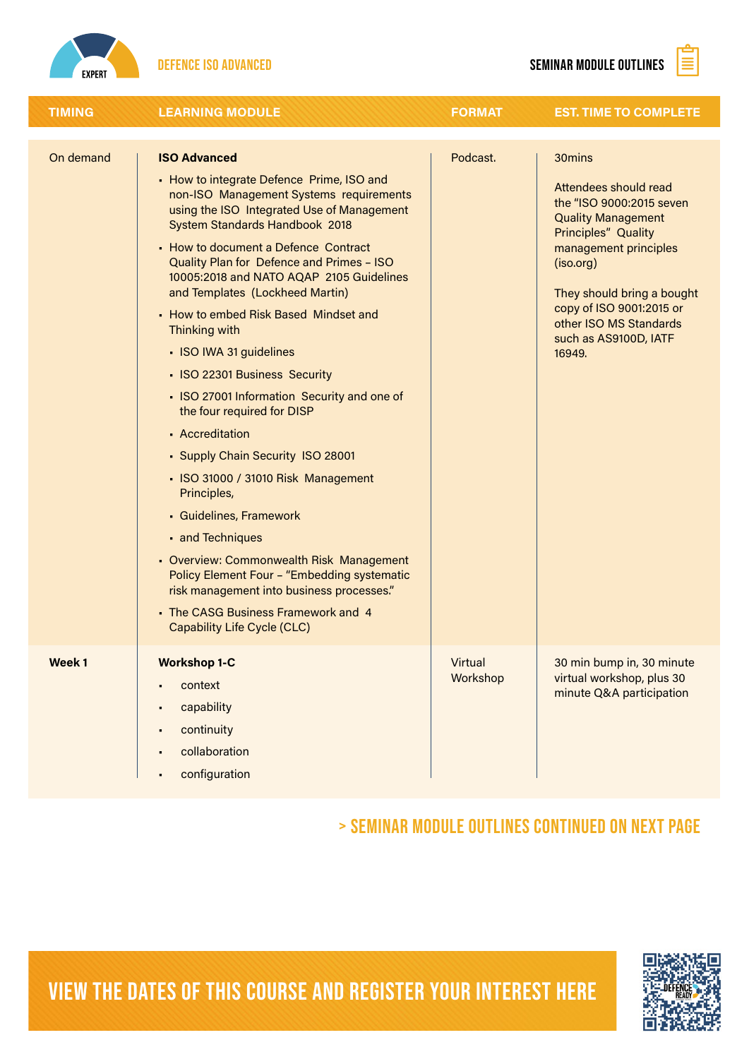DEFENCE ISO ADVANCED

SEMINAR MODULE OUTLINES

| TIMING | LEARNING MODULE | FORMAT | EST. TIME TO COMPLETE |
|---|---|---|---|
| On demand | **ISO Advanced**<br>▪ How to integrate Defence Prime, ISO and non-ISO Management Systems requirements using the ISO Integrated Use of Management System Standards Handbook 2018<br>▪ How to document a Defence Contract Quality Plan for Defence and Primes – ISO 10005:2018 and NATO AQAP 2105 Guidelines and Templates (Lockheed Martin)<br>▪ How to embed Risk Based Mindset and Thinking with<br>&nbsp;&nbsp;▪ ISO IWA 31 guidelines<br>&nbsp;&nbsp;▪ ISO 22301 Business Security<br>&nbsp;&nbsp;▪ ISO 27001 Information Security and one of the four required for DISP<br>&nbsp;&nbsp;▪ Accreditation<br>&nbsp;&nbsp;▪ Supply Chain Security ISO 28001<br>&nbsp;&nbsp;▪ ISO 31000 / 31010 Risk Management Principles,<br>&nbsp;&nbsp;▪ Guidelines, Framework<br>&nbsp;&nbsp;▪ and Techniques<br>▪ Overview: Commonwealth Risk Management Policy Element Four – "Embedding systematic risk management into business processes."<br>▪ The CASG Business Framework and 4 Capability Life Cycle (CLC) | Podcast. | 30mins<br><br>Attendees should read the "ISO 9000:2015 seven Quality Management Principles" Quality management principles (iso.org)<br><br>They should bring a bought copy of ISO 9001:2015 or other ISO MS Standards such as AS9100D, IATF 16949. |
| **Week 1** | **Workshop 1-C**<br>▪ context<br>▪ capability<br>▪ continuity<br>▪ collaboration<br>▪ configuration | Virtual Workshop | 30 min bump in, 30 minute virtual workshop, plus 30 minute Q&A participation |

> SEMINAR MODULE OUTLINES CONTINUED ON NEXT PAGE

VIEW THE DATES OF THIS COURSE AND REGISTER YOUR INTEREST HERE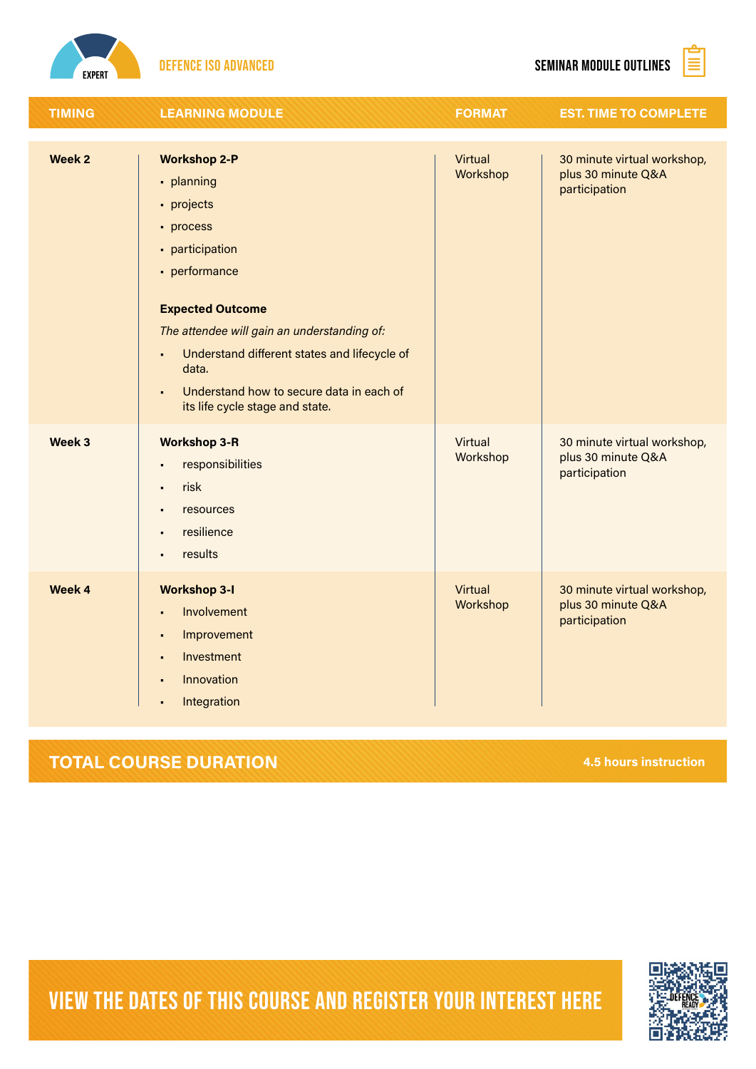EXPERT

DEFENCE ISO ADVANCED

SEMINAR MODULE OUTLINES

| TIMING | LEARNING MODULE | FORMAT | EST. TIME TO COMPLETE |
|---|---|---|---|
| **Week 2** | **Workshop 2-P**<br>• planning<br>• projects<br>• process<br>• participation<br>• performance<br><br>**Expected Outcome**<br>*The attendee will gain an understanding of:*<br>• Understand different states and lifecycle of data.<br>• Understand how to secure data in each of its life cycle stage and state. | Virtual Workshop | 30 minute virtual workshop, plus 30 minute Q&A participation |
| **Week 3** | **Workshop 3-R**<br>• responsibilities<br>• risk<br>• resources<br>• resilience<br>• results | Virtual Workshop | 30 minute virtual workshop, plus 30 minute Q&A participation |
| **Week 4** | **Workshop 3-I**<br>• Involvement<br>• Improvement<br>• Investment<br>• Innovation<br>• Integration | Virtual Workshop | 30 minute virtual workshop, plus 30 minute Q&A participation |

**TOTAL COURSE DURATION** — **4.5 hours instruction**

VIEW THE DATES OF THIS COURSE AND REGISTER YOUR INTEREST HERE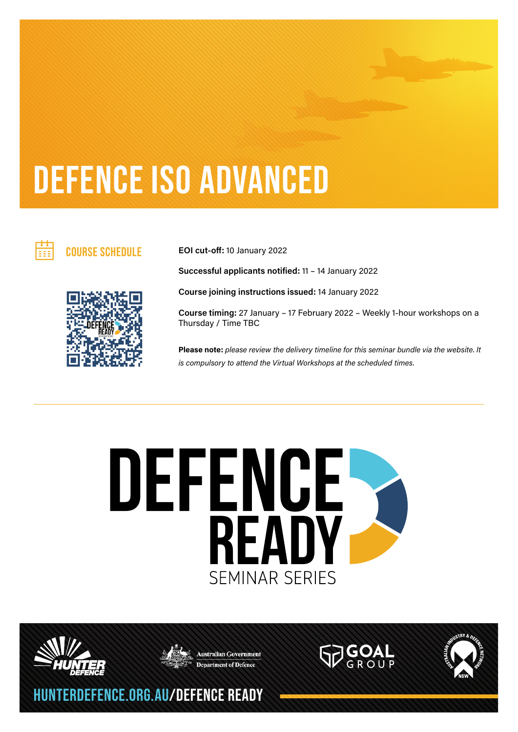# DEFENCE ISO ADVANCED

## COURSE SCHEDULE

**EOI cut-off:** 10 January 2022

**Successful applicants notified:** 11 – 14 January 2022

**Course joining instructions issued:** 14 January 2022

**Course timing:** 27 January – 17 February 2022 – Weekly 1-hour workshops on a Thursday / Time TBC

**Please note:** *please review the delivery timeline for this seminar bundle via the website. It is compulsory to attend the Virtual Workshops at the scheduled times.*

DEFENCE READY

SEMINAR SERIES

HUNTER DEFENCE

Australian Government Department of Defence

GOAL GROUP

AUSTRALIAN INDUSTRY & DEFENCE NETWORK NSW

HUNTERDEFENCE.ORG.AU/DEFENCE READY